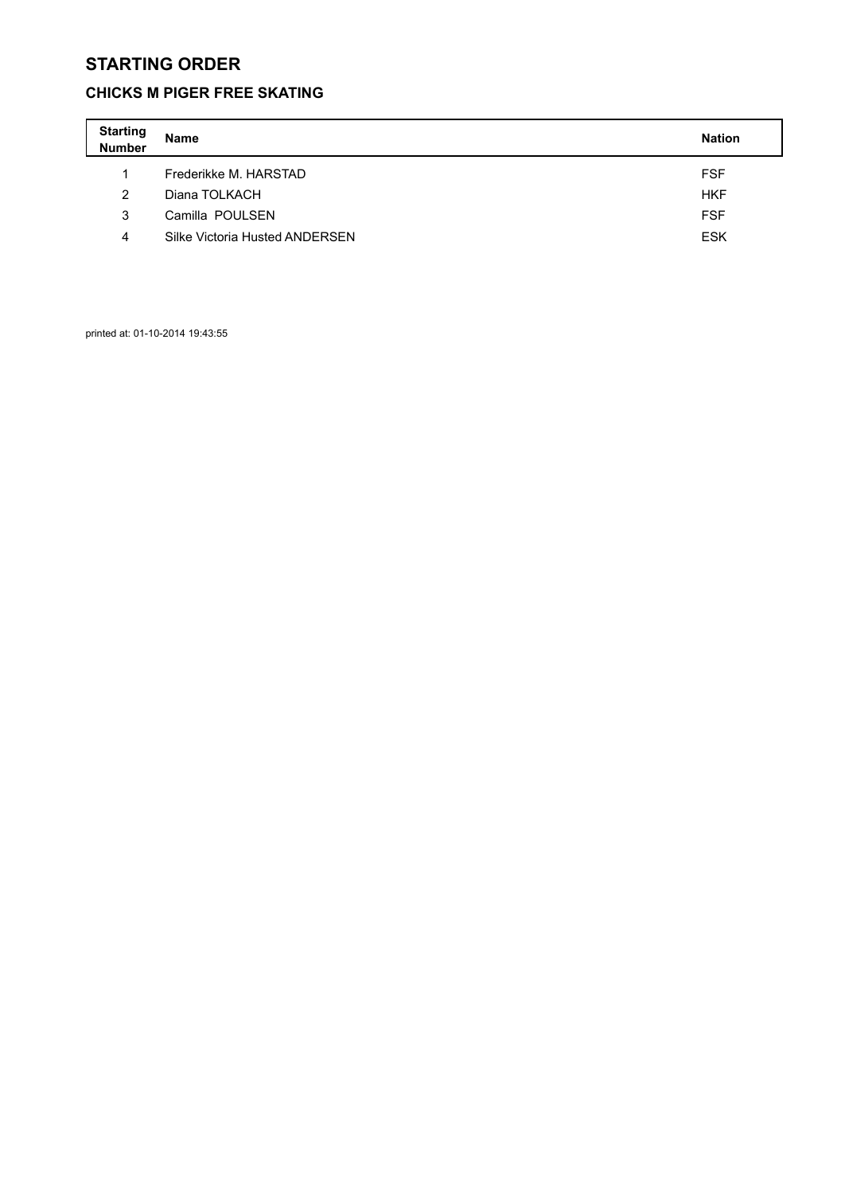# STARTING ORDER

## CHICKS M PIGER FREE SKATING

| Starting Number | Name | Nation |
| --- | --- | --- |
| 1 | Frederikke M. HARSTAD | FSF |
| 2 | Diana TOLKACH | HKF |
| 3 | Camilla POULSEN | FSF |
| 4 | Silke Victoria Husted ANDERSEN | ESK |

printed at: 01-10-2014 19:43:55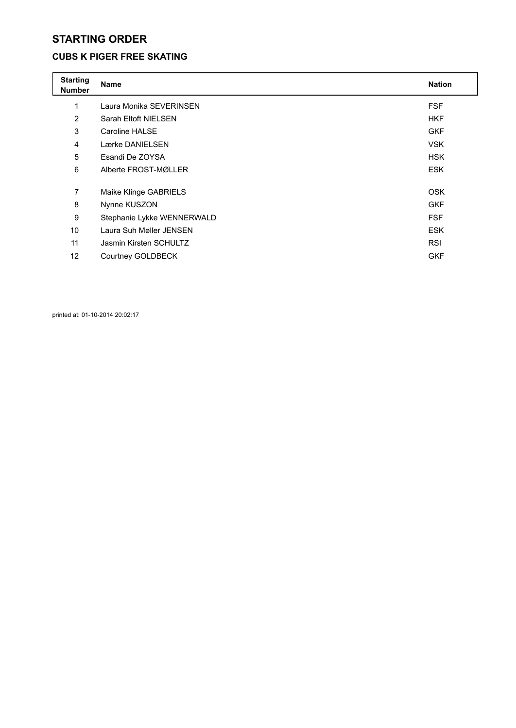# STARTING ORDER

## CUBS K PIGER FREE SKATING

| Starting Number | Name | Nation |
|---|---|---|
| 1 | Laura Monika SEVERINSEN | FSF |
| 2 | Sarah Eltoft NIELSEN | HKF |
| 3 | Caroline HALSE | GKF |
| 4 | Lærke DANIELSEN | VSK |
| 5 | Esandi De ZOYSA | HSK |
| 6 | Alberte FROST-MØLLER | ESK |
| 7 | Maike Klinge GABRIELS | OSK |
| 8 | Nynne KUSZON | GKF |
| 9 | Stephanie Lykke WENNERWALD | FSF |
| 10 | Laura Suh Møller JENSEN | ESK |
| 11 | Jasmin Kirsten SCHULTZ | RSI |
| 12 | Courtney GOLDBECK | GKF |

printed at: 01-10-2014 20:02:17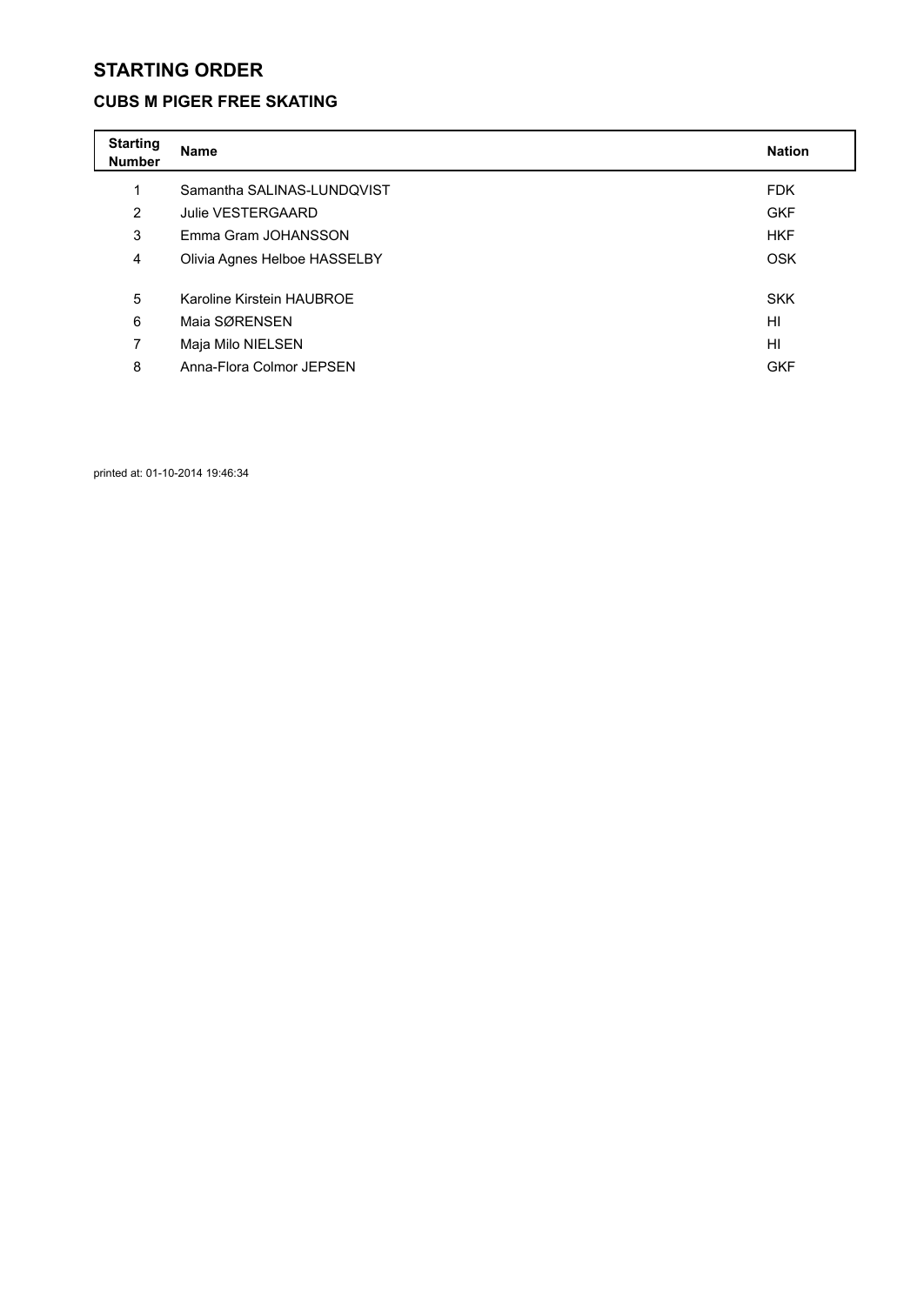# STARTING ORDER

## CUBS M PIGER FREE SKATING

| Starting Number | Name | Nation |
|---|---|---|
| 1 | Samantha SALINAS-LUNDQVIST | FDK |
| 2 | Julie VESTERGAARD | GKF |
| 3 | Emma Gram JOHANSSON | HKF |
| 4 | Olivia Agnes Helboe HASSELBY | OSK |
| 5 | Karoline Kirstein HAUBROE | SKK |
| 6 | Maia SØRENSEN | HI |
| 7 | Maja Milo NIELSEN | HI |
| 8 | Anna-Flora Colmor JEPSEN | GKF |

printed at: 01-10-2014 19:46:34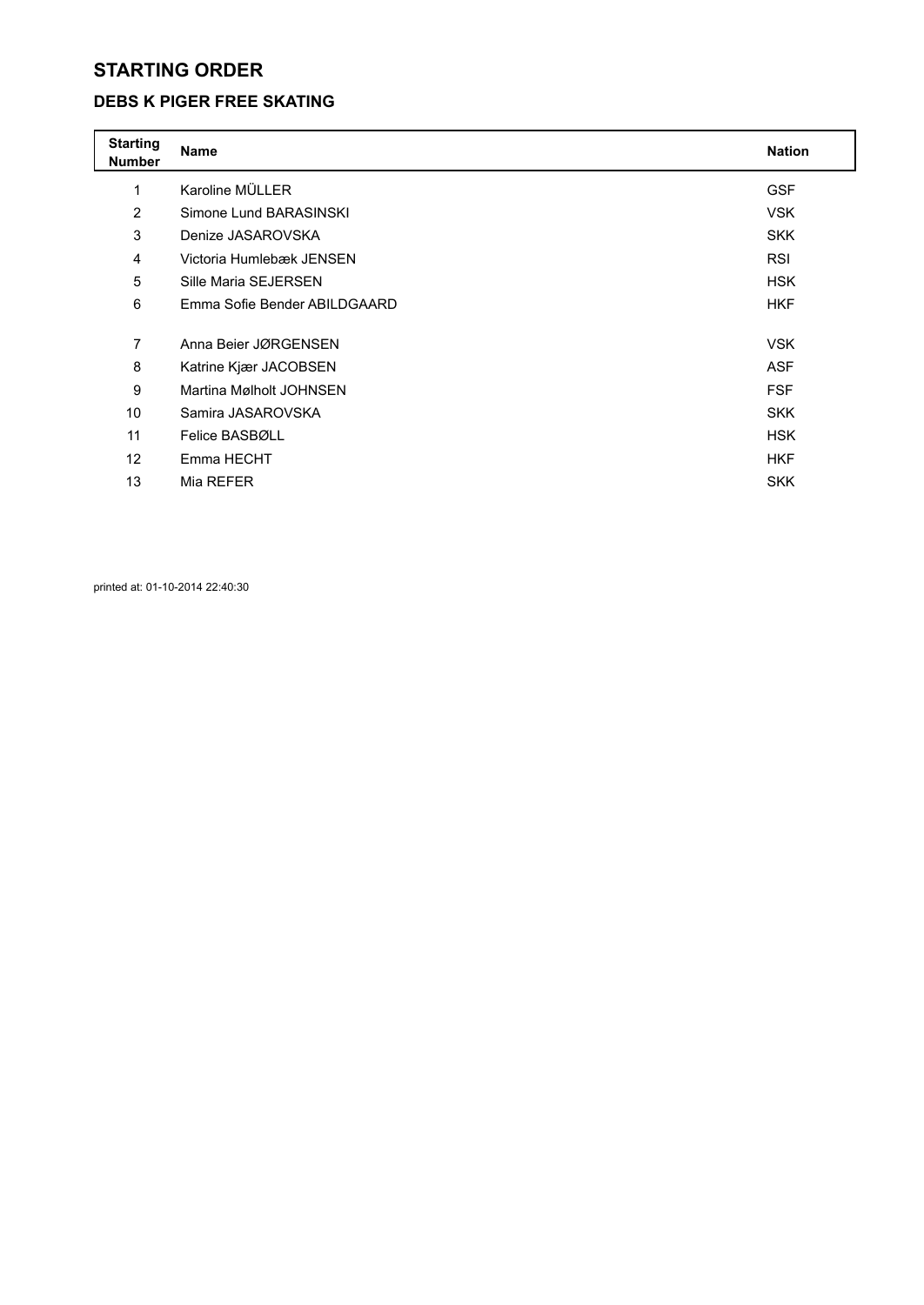# STARTING ORDER

## DEBS K PIGER FREE SKATING

| Starting Number | Name | Nation |
|---|---|---|
| 1 | Karoline MÜLLER | GSF |
| 2 | Simone Lund BARASINSKI | VSK |
| 3 | Denize JASAROVSKA | SKK |
| 4 | Victoria Humlebæk JENSEN | RSI |
| 5 | Sille Maria SEJERSEN | HSK |
| 6 | Emma Sofie Bender ABILDGAARD | HKF |
| 7 | Anna Beier JØRGENSEN | VSK |
| 8 | Katrine Kjær JACOBSEN | ASF |
| 9 | Martina Mølholt JOHNSEN | FSF |
| 10 | Samira JASAROVSKA | SKK |
| 11 | Felice BASBØLL | HSK |
| 12 | Emma HECHT | HKF |
| 13 | Mia REFER | SKK |

printed at: 01-10-2014 22:40:30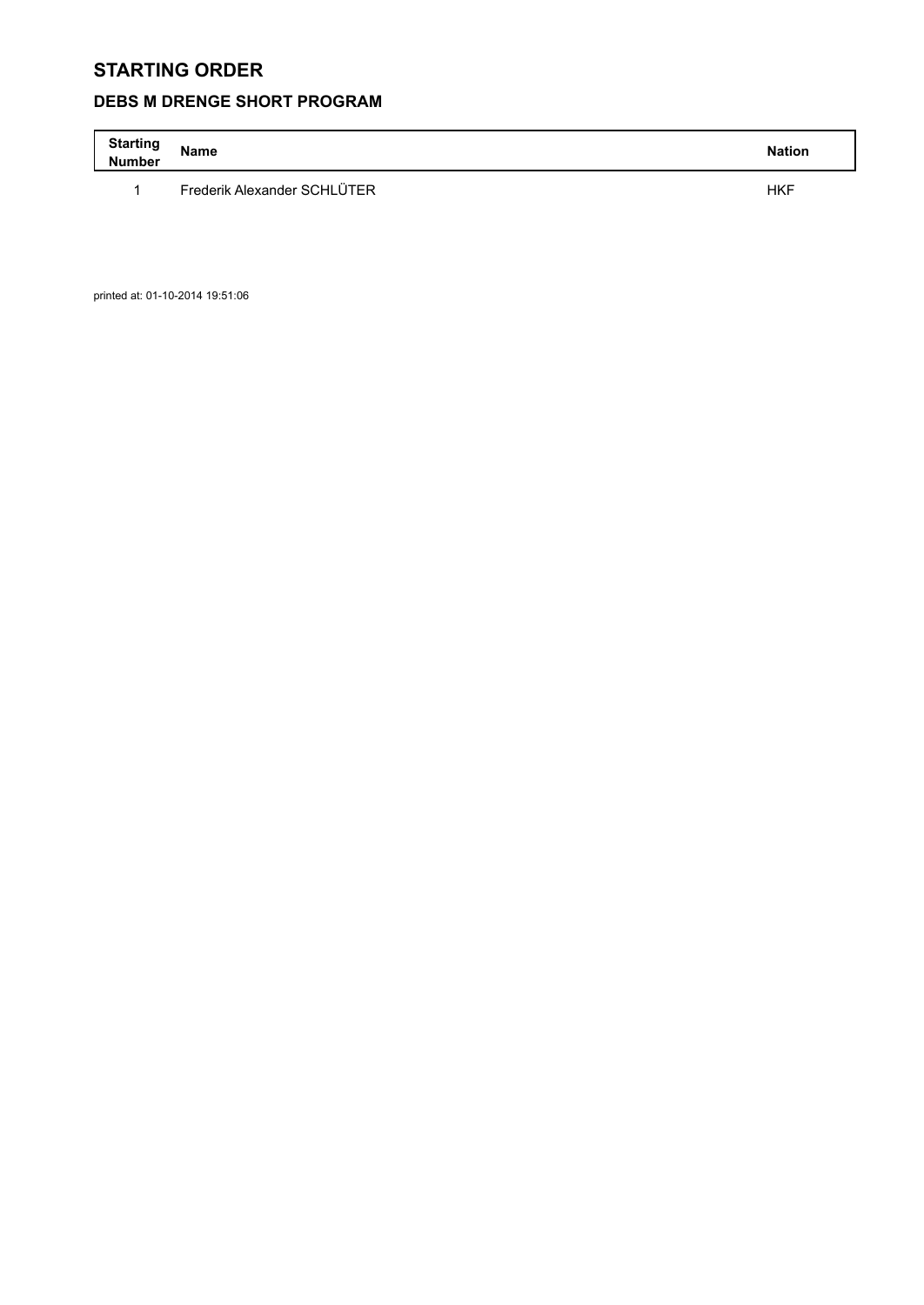# STARTING ORDER

## DEBS M DRENGE SHORT PROGRAM

| Starting Number | Name | Nation |
| --- | --- | --- |
| 1 | Frederik Alexander SCHLÜTER | HKF |

printed at: 01-10-2014 19:51:06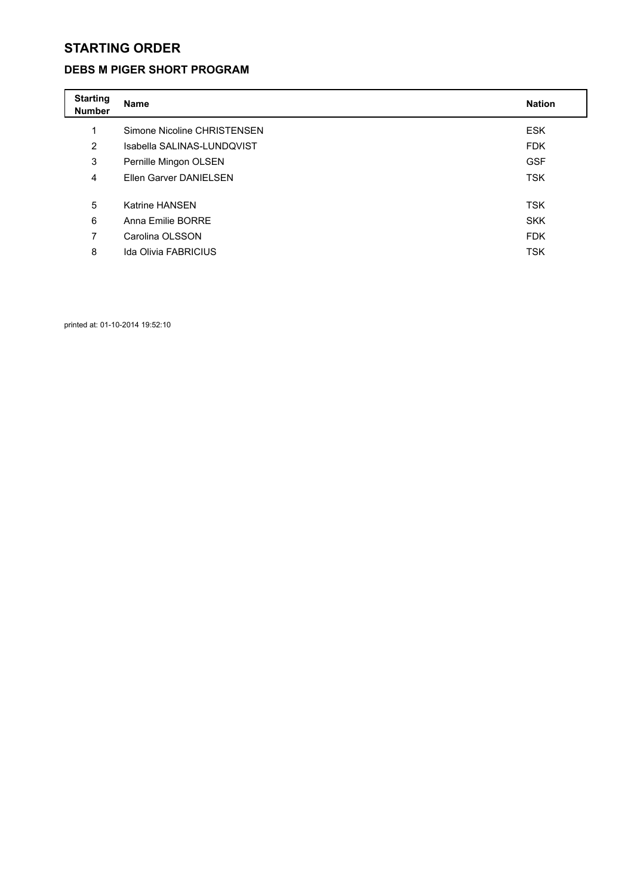# STARTING ORDER

## DEBS M PIGER SHORT PROGRAM

| Starting Number | Name | Nation |
|---|---|---|
| 1 | Simone Nicoline CHRISTENSEN | ESK |
| 2 | Isabella SALINAS-LUNDQVIST | FDK |
| 3 | Pernille Mingon OLSEN | GSF |
| 4 | Ellen Garver DANIELSEN | TSK |
| 5 | Katrine HANSEN | TSK |
| 6 | Anna Emilie BORRE | SKK |
| 7 | Carolina OLSSON | FDK |
| 8 | Ida Olivia FABRICIUS | TSK |

printed at: 01-10-2014 19:52:10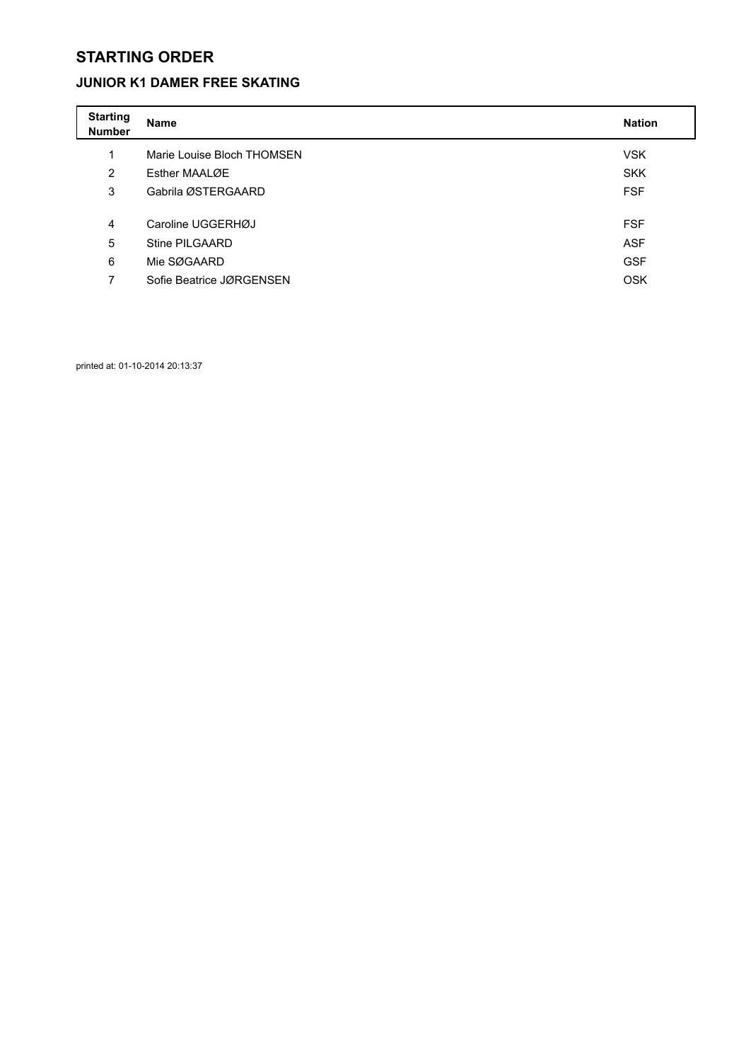# STARTING ORDER

## JUNIOR K1 DAMER FREE SKATING

| Starting Number | Name | Nation |
|---|---|---|
| 1 | Marie Louise Bloch THOMSEN | VSK |
| 2 | Esther MAALØE | SKK |
| 3 | Gabrila ØSTERGAARD | FSF |
| 4 | Caroline UGGERHØJ | FSF |
| 5 | Stine PILGAARD | ASF |
| 6 | Mie SØGAARD | GSF |
| 7 | Sofie Beatrice JØRGENSEN | OSK |

printed at: 01-10-2014 20:13:37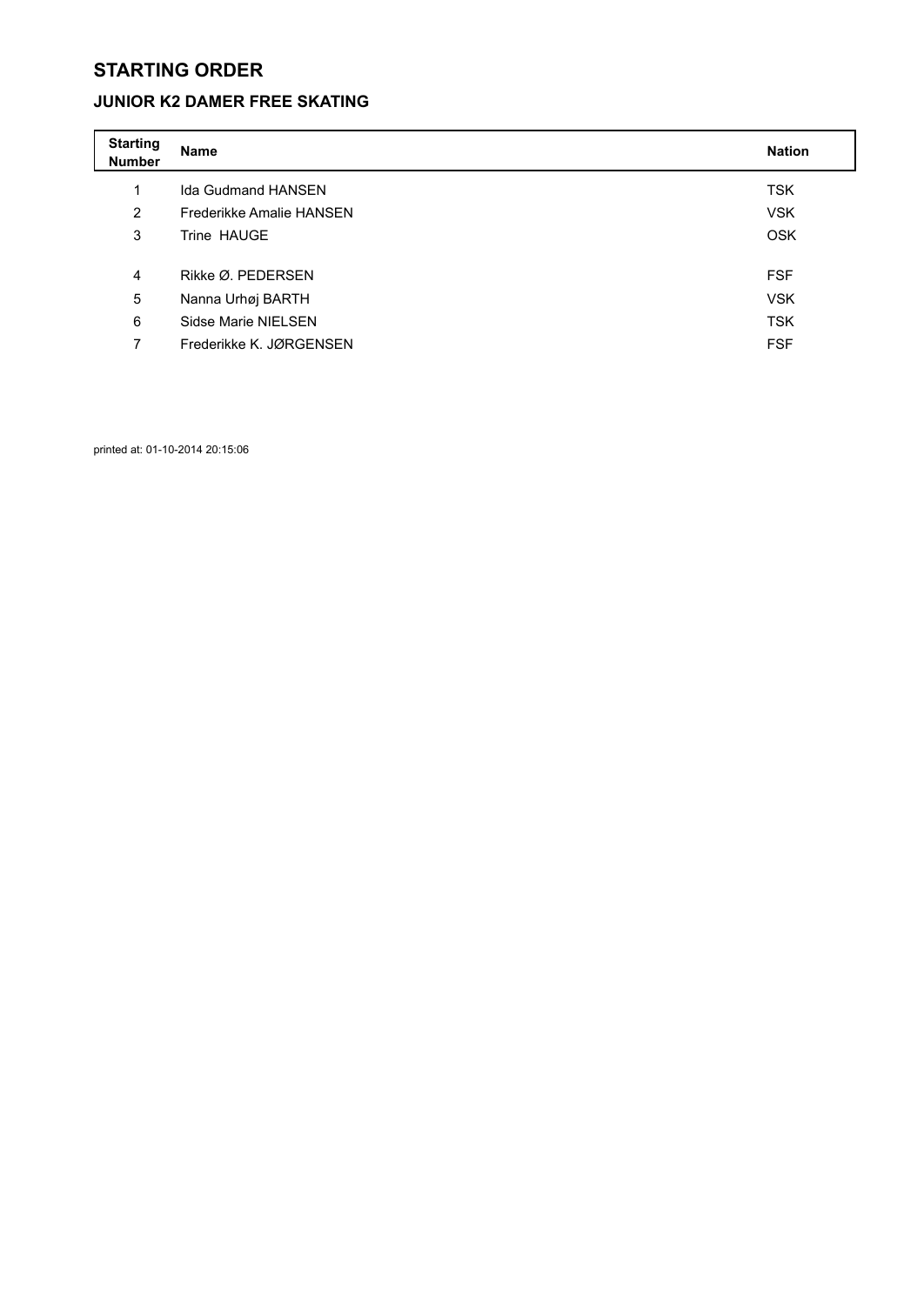# STARTING ORDER

## JUNIOR K2 DAMER FREE SKATING

| Starting Number | Name | Nation |
| --- | --- | --- |
| 1 | Ida Gudmand HANSEN | TSK |
| 2 | Frederikke Amalie HANSEN | VSK |
| 3 | Trine HAUGE | OSK |
| 4 | Rikke Ø. PEDERSEN | FSF |
| 5 | Nanna Urhøj BARTH | VSK |
| 6 | Sidse Marie NIELSEN | TSK |
| 7 | Frederikke K. JØRGENSEN | FSF |

printed at: 01-10-2014 20:15:06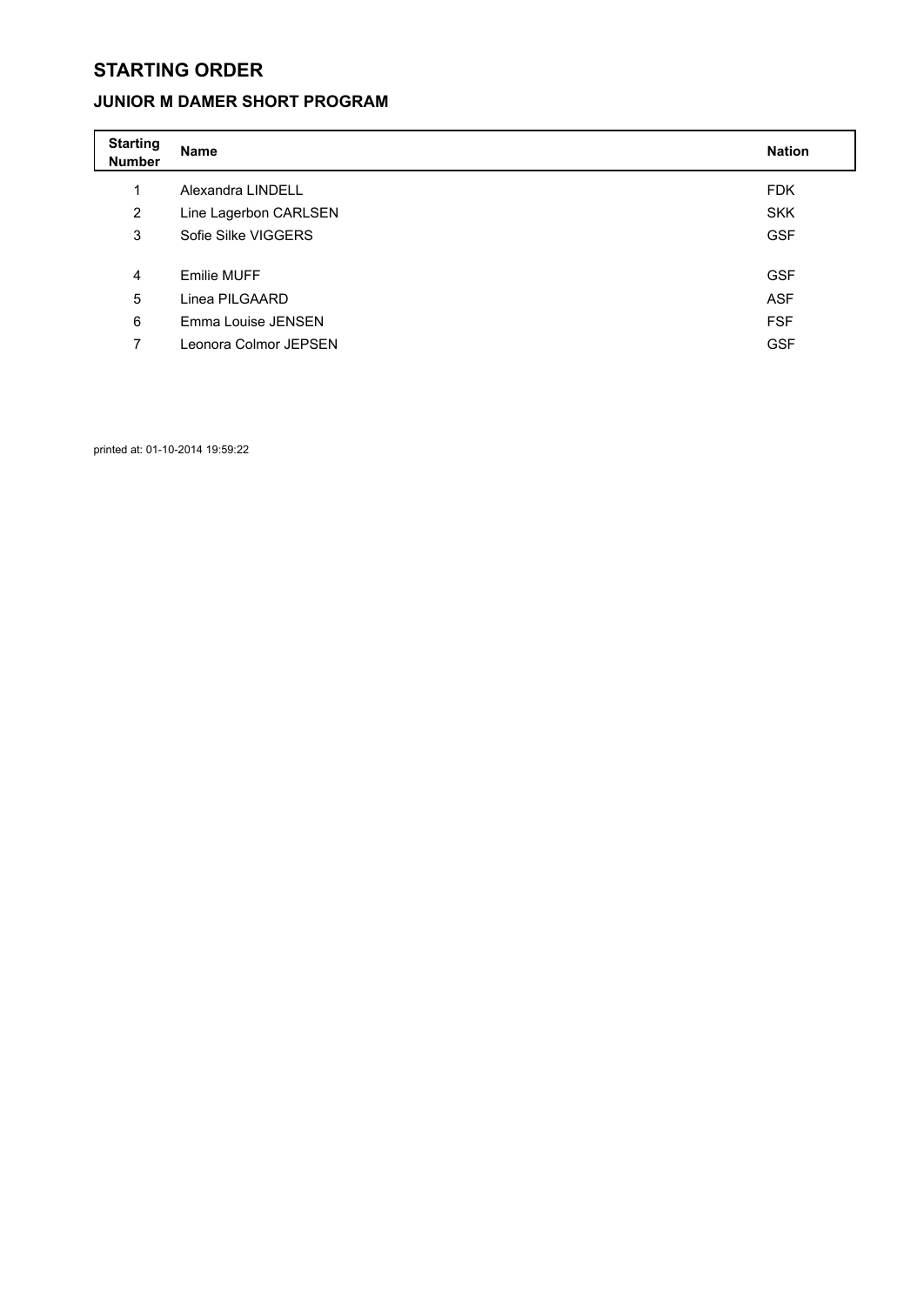# STARTING ORDER

## JUNIOR M DAMER SHORT PROGRAM

| Starting Number | Name | Nation |
| --- | --- | --- |
| 1 | Alexandra LINDELL | FDK |
| 2 | Line Lagerbon CARLSEN | SKK |
| 3 | Sofie Silke VIGGERS | GSF |
| 4 | Emilie MUFF | GSF |
| 5 | Linea PILGAARD | ASF |
| 6 | Emma Louise JENSEN | FSF |
| 7 | Leonora Colmor JEPSEN | GSF |

printed at: 01-10-2014 19:59:22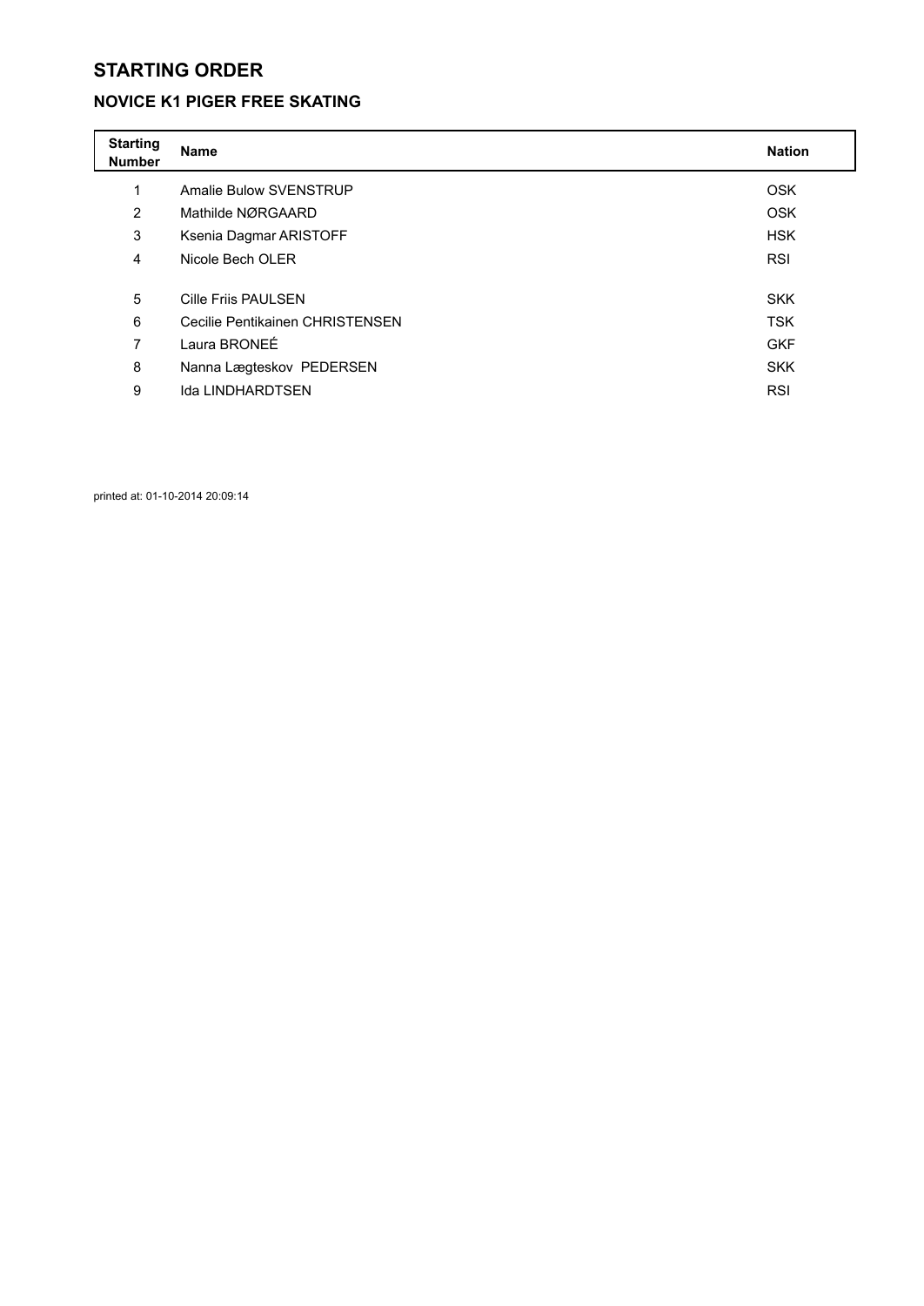# STARTING ORDER

## NOVICE K1 PIGER FREE SKATING

| Starting Number | Name | Nation |
|---|---|---|
| 1 | Amalie Bulow SVENSTRUP | OSK |
| 2 | Mathilde NØRGAARD | OSK |
| 3 | Ksenia Dagmar ARISTOFF | HSK |
| 4 | Nicole Bech OLER | RSI |
| 5 | Cille Friis PAULSEN | SKK |
| 6 | Cecilie Pentikainen CHRISTENSEN | TSK |
| 7 | Laura BRONEÉ | GKF |
| 8 | Nanna Lægteskov  PEDERSEN | SKK |
| 9 | Ida LINDHARDTSEN | RSI |

printed at: 01-10-2014 20:09:14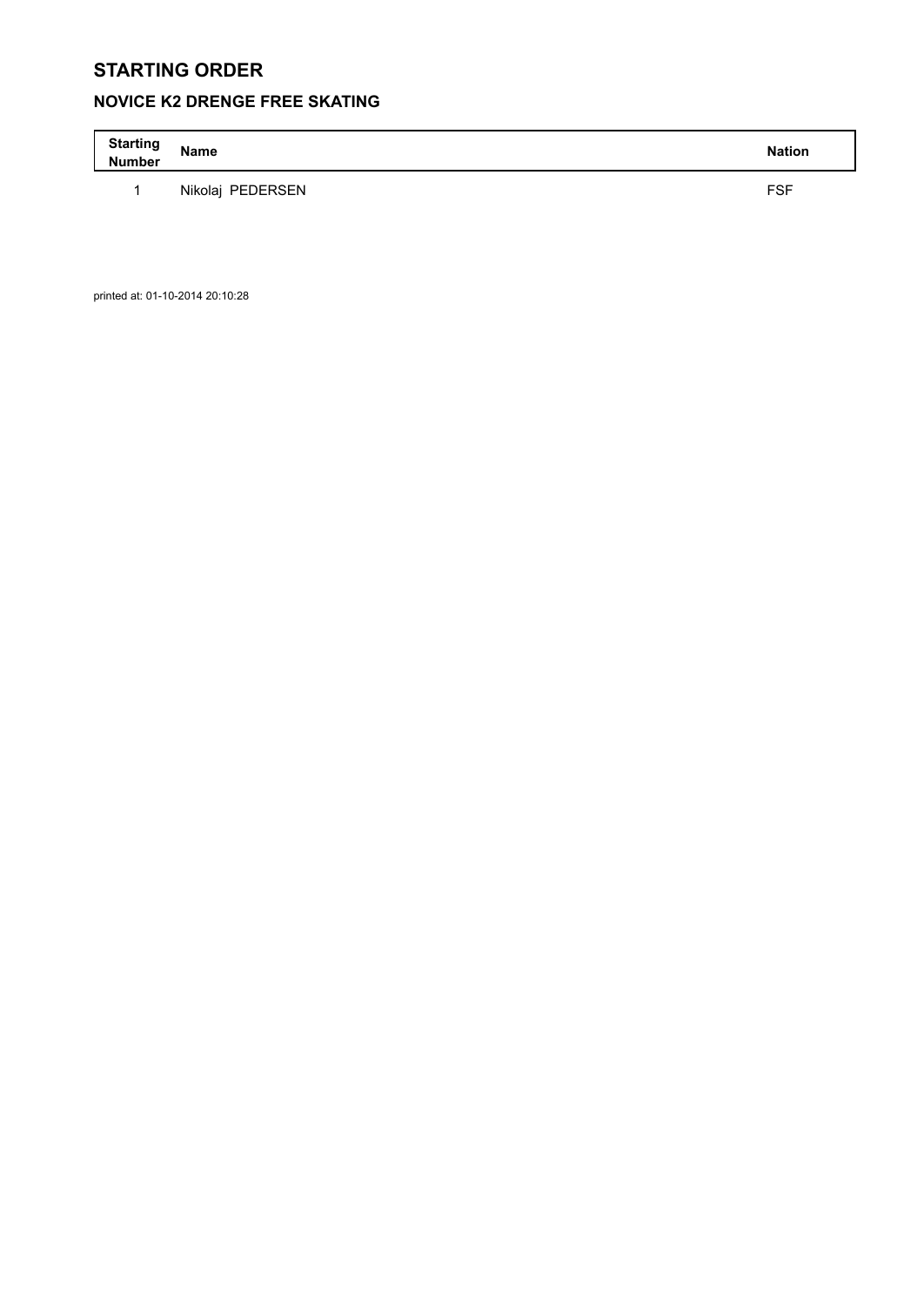# STARTING ORDER

## NOVICE K2 DRENGE FREE SKATING

| Starting Number | Name | Nation |
|---|---|---|
| 1 | Nikolaj PEDERSEN | FSF |

printed at: 01-10-2014 20:10:28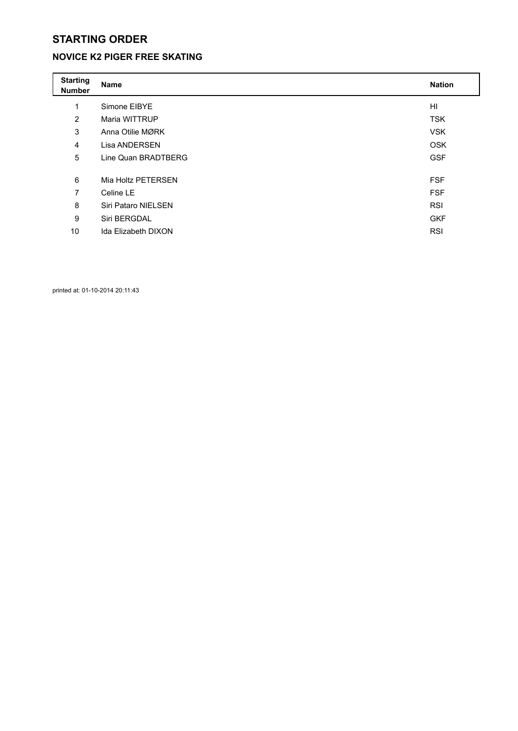# STARTING ORDER

## NOVICE K2 PIGER FREE SKATING

| Starting Number | Name | Nation |
|---|---|---|
| 1 | Simone EIBYE | HI |
| 2 | Maria WITTRUP | TSK |
| 3 | Anna Otilie MØRK | VSK |
| 4 | Lisa ANDERSEN | OSK |
| 5 | Line Quan BRADTBERG | GSF |
| 6 | Mia Holtz PETERSEN | FSF |
| 7 | Celine LE | FSF |
| 8 | Siri Pataro NIELSEN | RSI |
| 9 | Siri BERGDAL | GKF |
| 10 | Ida Elizabeth DIXON | RSI |

printed at: 01-10-2014 20:11:43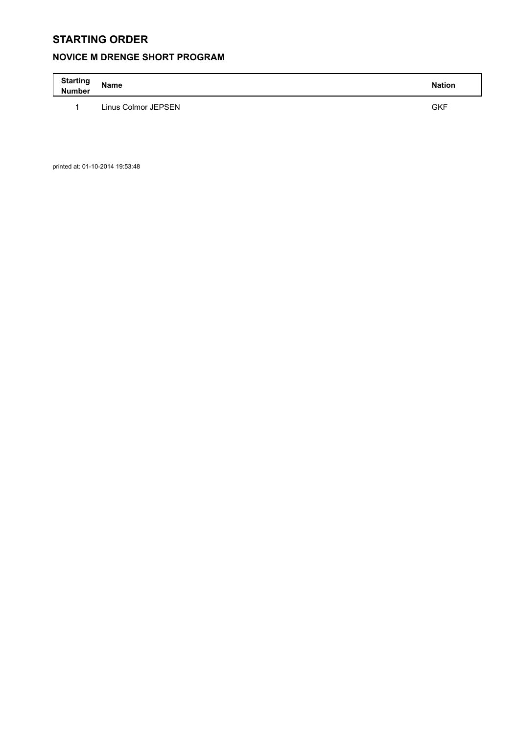# STARTING ORDER

## NOVICE M DRENGE SHORT PROGRAM

| Starting Number | Name | Nation |
|---|---|---|
| 1 | Linus Colmor JEPSEN | GKF |

printed at: 01-10-2014 19:53:48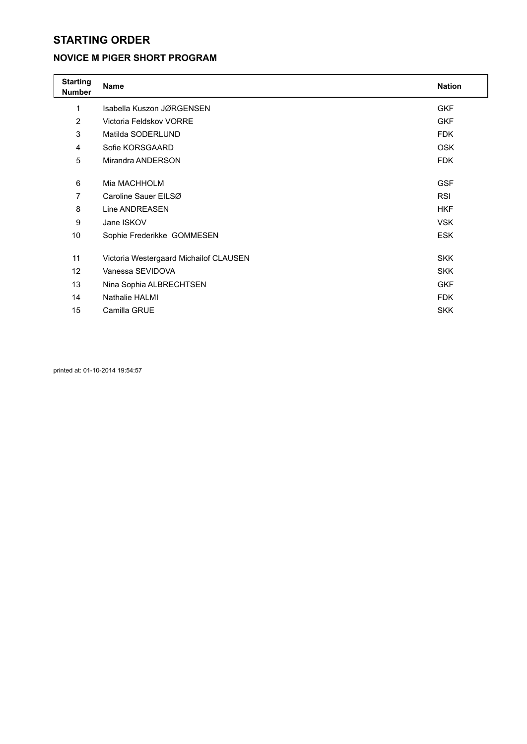# STARTING ORDER

## NOVICE M PIGER SHORT PROGRAM

| Starting Number | Name | Nation |
|---|---|---|
| 1 | Isabella Kuszon JØRGENSEN | GKF |
| 2 | Victoria Feldskov VORRE | GKF |
| 3 | Matilda SODERLUND | FDK |
| 4 | Sofie KORSGAARD | OSK |
| 5 | Mirandra ANDERSON | FDK |
| 6 | Mia MACHHOLM | GSF |
| 7 | Caroline Sauer EILSØ | RSI |
| 8 | Line ANDREASEN | HKF |
| 9 | Jane ISKOV | VSK |
| 10 | Sophie Frederikke GOMMESEN | ESK |
| 11 | Victoria Westergaard Michailof CLAUSEN | SKK |
| 12 | Vanessa SEVIDOVA | SKK |
| 13 | Nina Sophia ALBRECHTSEN | GKF |
| 14 | Nathalie HALMI | FDK |
| 15 | Camilla GRUE | SKK |

printed at: 01-10-2014 19:54:57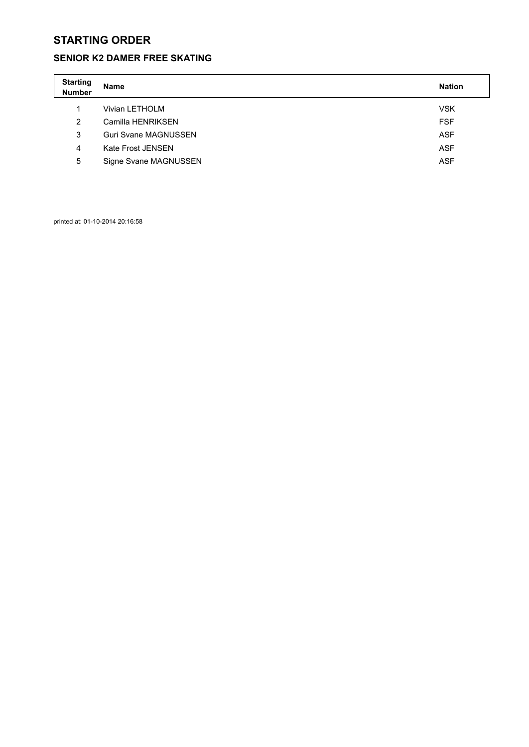# STARTING ORDER

## SENIOR K2 DAMER FREE SKATING

| Starting Number | Name | Nation |
|---|---|---|
| 1 | Vivian LETHOLM | VSK |
| 2 | Camilla HENRIKSEN | FSF |
| 3 | Guri Svane MAGNUSSEN | ASF |
| 4 | Kate Frost JENSEN | ASF |
| 5 | Signe Svane MAGNUSSEN | ASF |

printed at: 01-10-2014 20:16:58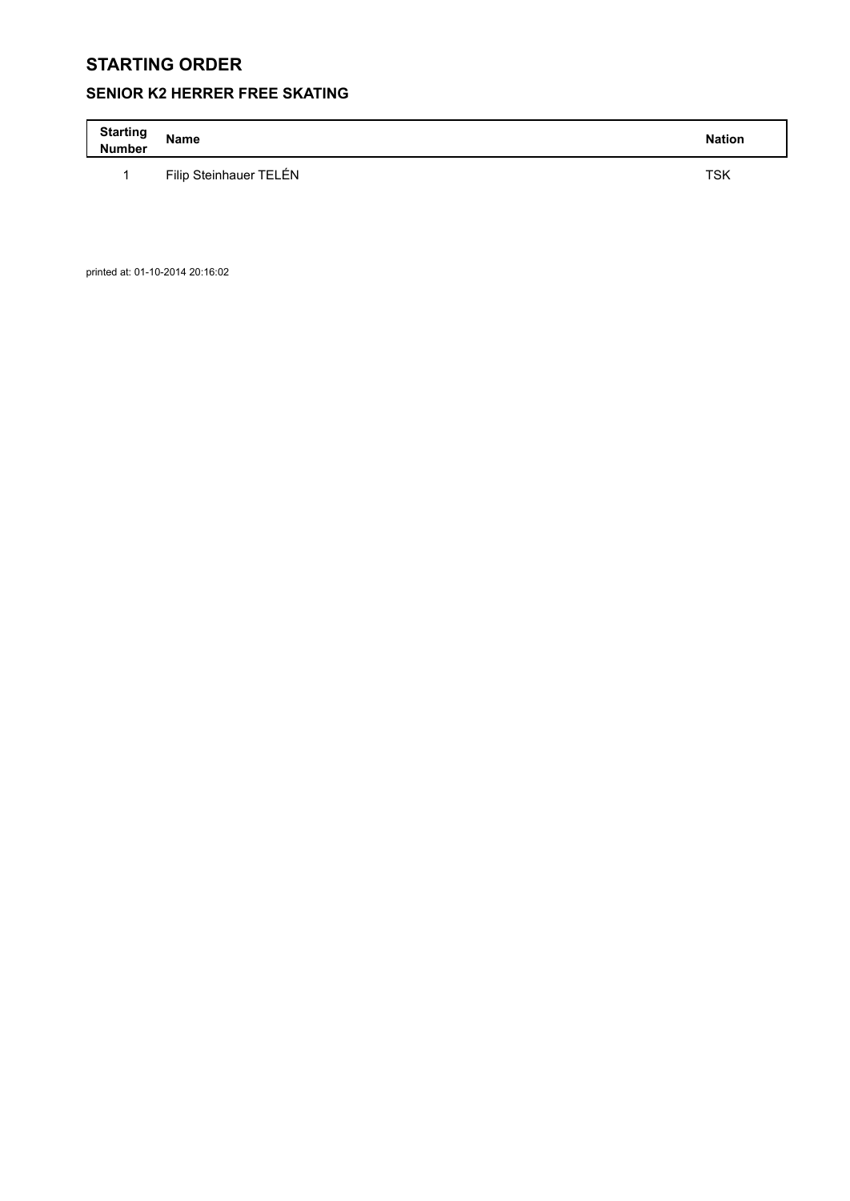# STARTING ORDER

## SENIOR K2 HERRER FREE SKATING

| Starting Number | Name | Nation |
|---|---|---|
| 1 | Filip Steinhauer TELÉN | TSK |

printed at: 01-10-2014 20:16:02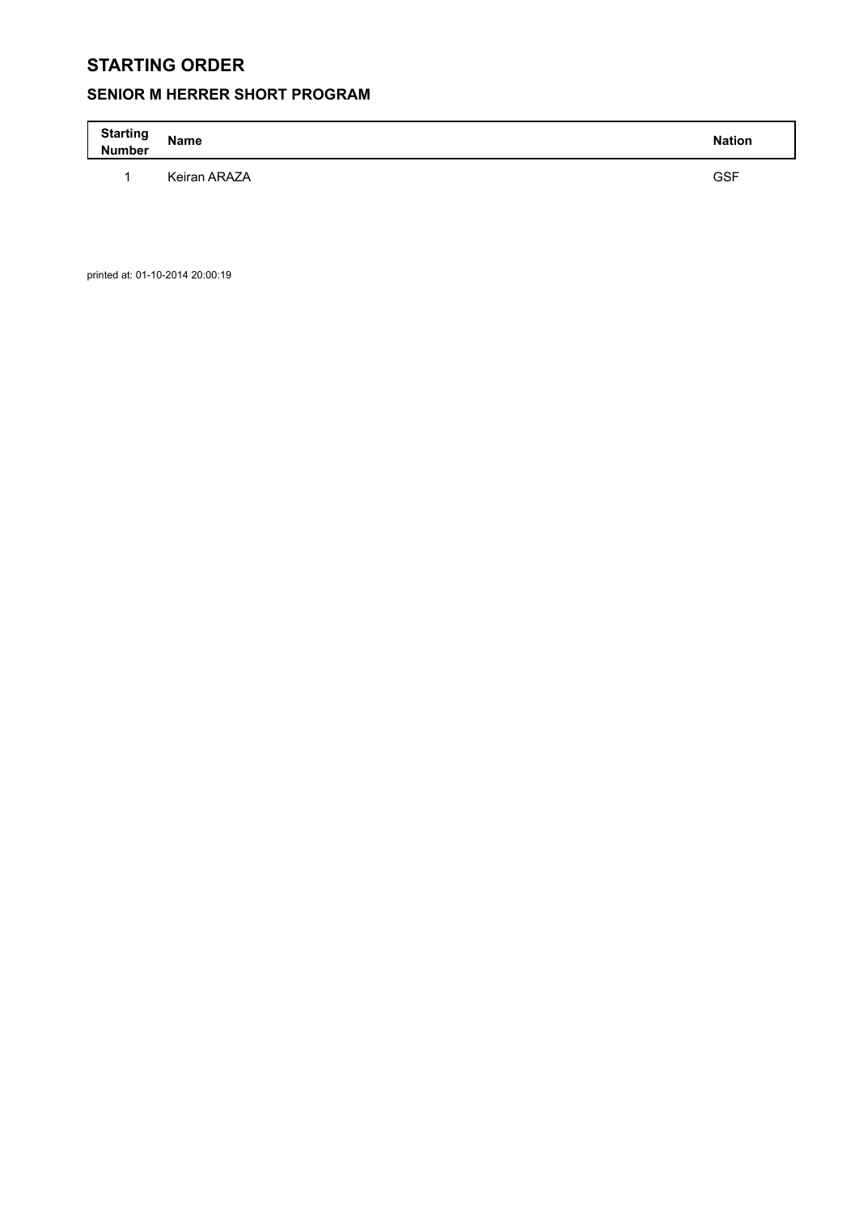# STARTING ORDER

## SENIOR M HERRER SHORT PROGRAM

| Starting Number | Name | Nation |
|---|---|---|
| 1 | Keiran ARAZA | GSF |

printed at: 01-10-2014 20:00:19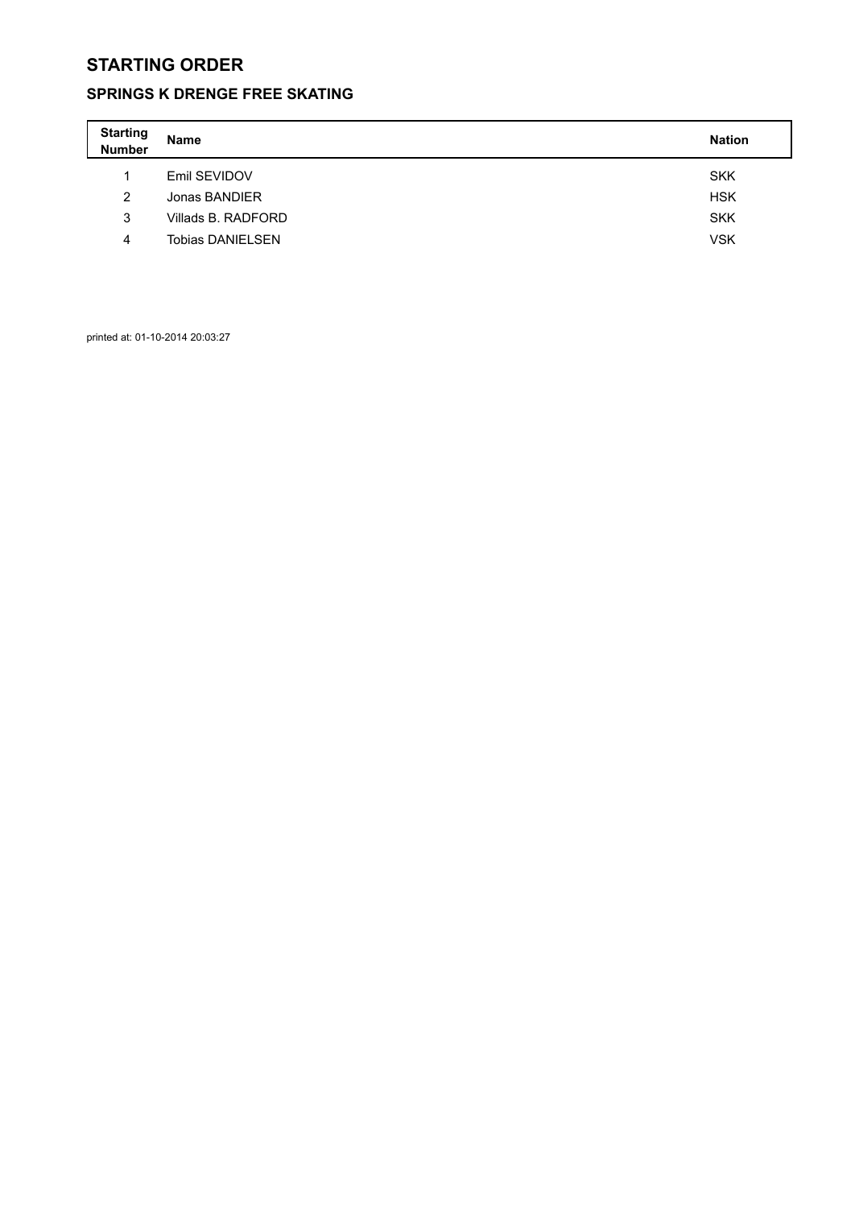# STARTING ORDER

## SPRINGS K DRENGE FREE SKATING

| Starting Number | Name | Nation |
|---|---|---|
| 1 | Emil SEVIDOV | SKK |
| 2 | Jonas BANDIER | HSK |
| 3 | Villads B. RADFORD | SKK |
| 4 | Tobias DANIELSEN | VSK |

printed at: 01-10-2014 20:03:27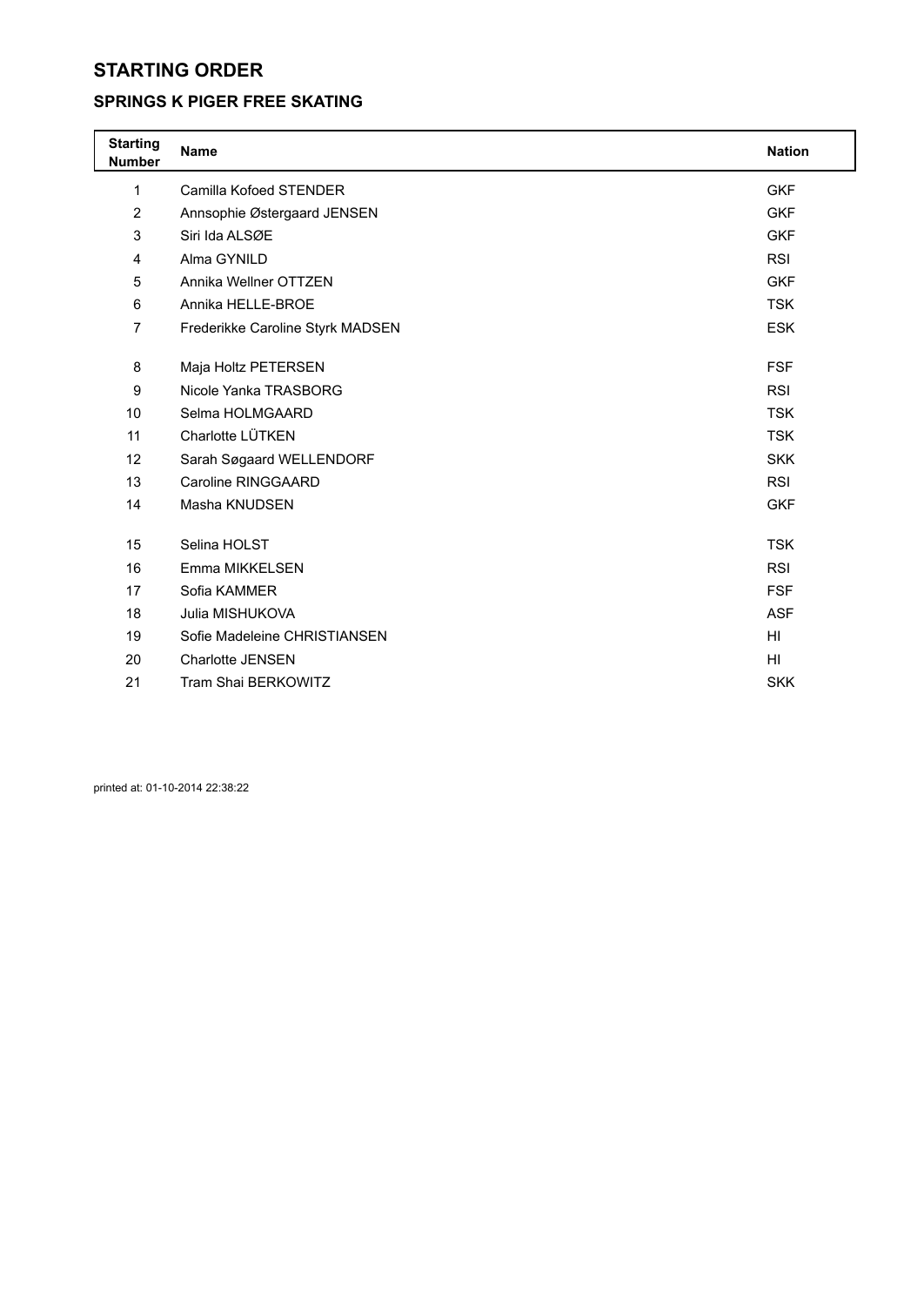# STARTING ORDER

## SPRINGS K PIGER FREE SKATING

| Starting Number | Name | Nation |
|---|---|---|
| 1 | Camilla Kofoed STENDER | GKF |
| 2 | Annsophie Østergaard JENSEN | GKF |
| 3 | Siri Ida ALSØE | GKF |
| 4 | Alma GYNILD | RSI |
| 5 | Annika Wellner OTTZEN | GKF |
| 6 | Annika HELLE-BROE | TSK |
| 7 | Frederikke Caroline Styrk MADSEN | ESK |
| 8 | Maja Holtz PETERSEN | FSF |
| 9 | Nicole Yanka TRASBORG | RSI |
| 10 | Selma HOLMGAARD | TSK |
| 11 | Charlotte LÜTKEN | TSK |
| 12 | Sarah Søgaard WELLENDORF | SKK |
| 13 | Caroline RINGGAARD | RSI |
| 14 | Masha KNUDSEN | GKF |
| 15 | Selina HOLST | TSK |
| 16 | Emma MIKKELSEN | RSI |
| 17 | Sofia KAMMER | FSF |
| 18 | Julia MISHUKOVA | ASF |
| 19 | Sofie Madeleine CHRISTIANSEN | HI |
| 20 | Charlotte JENSEN | HI |
| 21 | Tram Shai BERKOWITZ | SKK |

printed at: 01-10-2014 22:38:22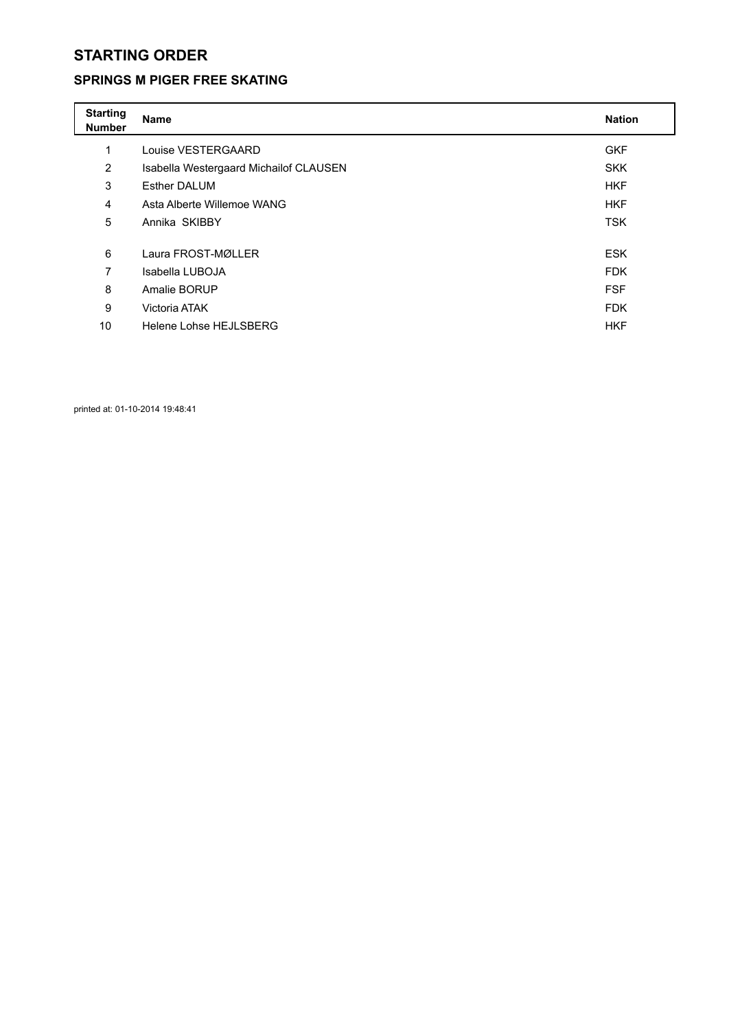# STARTING ORDER

## SPRINGS M PIGER FREE SKATING

| Starting Number | Name | Nation |
|---|---|---|
| 1 | Louise VESTERGAARD | GKF |
| 2 | Isabella Westergaard Michailof CLAUSEN | SKK |
| 3 | Esther DALUM | HKF |
| 4 | Asta Alberte Willemoe WANG | HKF |
| 5 | Annika SKIBBY | TSK |
| 6 | Laura FROST-MØLLER | ESK |
| 7 | Isabella LUBOJA | FDK |
| 8 | Amalie BORUP | FSF |
| 9 | Victoria ATAK | FDK |
| 10 | Helene Lohse HEJLSBERG | HKF |

printed at: 01-10-2014 19:48:41